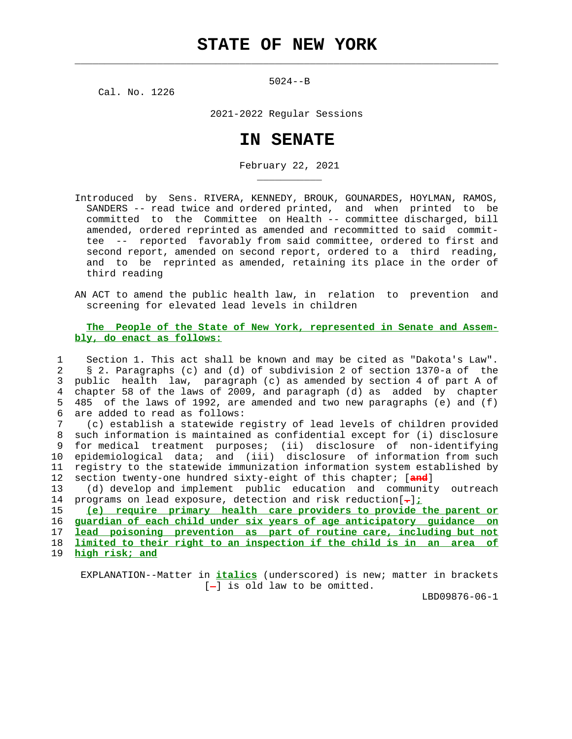# STATE OF NEW YORK

5024--B

Cal. No. 1226

2021-2022 Regular Sessions

# IN SENATE

February 22, 2021

Introduced by Sens. RIVERA, KENNEDY, BROUK, GOUNARDES, HOYLMAN, RAMOS, SANDERS -- read twice and ordered printed, and when printed to be committed to the Committee on Health -- committee discharged, bill amended, ordered reprinted as amended and recommitted to said committee -- reported favorably from said committee, ordered to first and second report, amended on second report, ordered to a third reading, and to be reprinted as amended, retaining its place in the order of third reading

AN ACT to amend the public health law, in relation to prevention and screening for elevated lead levels in children

**The People of the State of New York, represented in Senate and Assembly, do enact as follows:**

1 Section 1. This act shall be known and may be cited as "Dakota's Law".
2 § 2. Paragraphs (c) and (d) of subdivision 2 of section 1370-a of the
3 public health law, paragraph (c) as amended by section 4 of part A of
4 chapter 58 of the laws of 2009, and paragraph (d) as added by chapter
5 485 of the laws of 1992, are amended and two new paragraphs (e) and (f)
6 are added to read as follows:
7 (c) establish a statewide registry of lead levels of children provided
8 such information is maintained as confidential except for (i) disclosure
9 for medical treatment purposes; (ii) disclosure of non-identifying
10 epidemiological data; and (iii) disclosure of information from such
11 registry to the statewide immunization information system established by
12 section twenty-one hundred sixty-eight of this chapter; [and]
13 (d) develop and implement public education and community outreach
14 programs on lead exposure, detection and risk reduction[.]*;*
15 *(e) require primary health care providers to provide the parent or*
16 *guardian of each child under six years of age anticipatory guidance on*
17 *lead poisoning prevention as part of routine care, including but not*
18 *limited to their right to an inspection if the child is in an area of*
19 *high risk; and*

EXPLANATION--Matter in *italics* (underscored) is new; matter in brackets [-] is old law to be omitted.

LBD09876-06-1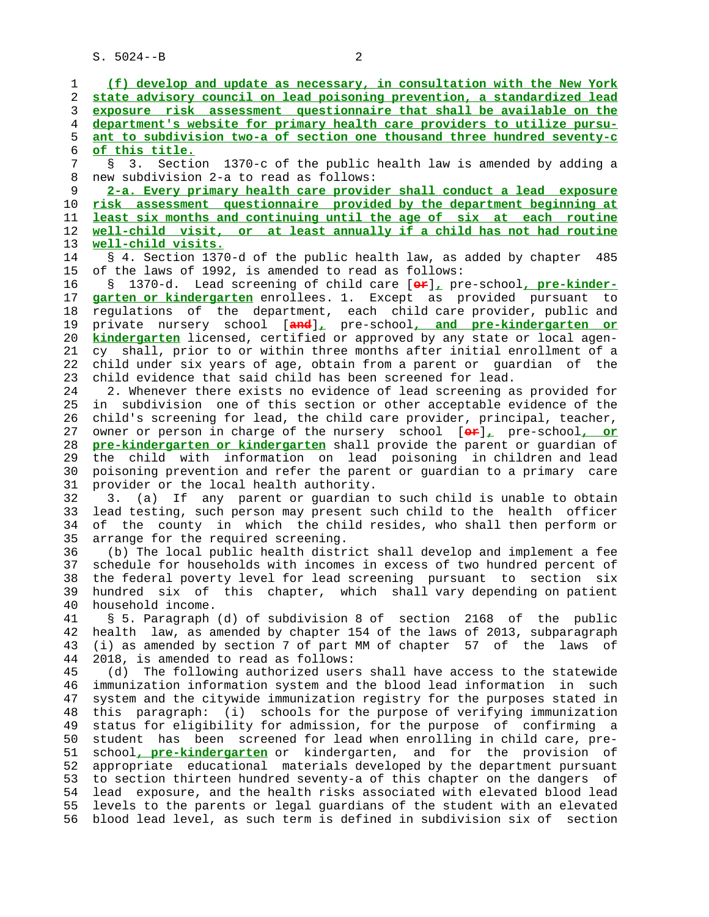**(f) develop and update as necessary, in consultation with the New York state advisory council on lead poisoning prevention, a standardized lead exposure risk assessment questionnaire that shall be available on the department's website for primary health care providers to utilize pursuant to subdivision two-a of section one thousand three hundred seventy-c of this title.**

§ 3. Section 1370-c of the public health law is amended by adding a new subdivision 2-a to read as follows:

**2-a. Every primary health care provider shall conduct a lead exposure risk assessment questionnaire provided by the department beginning at least six months and continuing until the age of six at each routine well-child visit, or at least annually if a child has not had routine well-child visits.**

§ 4. Section 1370-d of the public health law, as added by chapter 485 of the laws of 1992, is amended to read as follows:

§ 1370-d. Lead screening of child care [~~or~~]**,** pre-school**, pre-kindergarten or kindergarten** enrollees. 1. Except as provided pursuant to regulations of the department, each child care provider, public and private nursery school [~~and~~]**,** pre-school**, and pre-kindergarten or kindergarten** licensed, certified or approved by any state or local agency shall, prior to or within three months after initial enrollment of a child under six years of age, obtain from a parent or guardian of the child evidence that said child has been screened for lead.

2. Whenever there exists no evidence of lead screening as provided for in subdivision one of this section or other acceptable evidence of the child's screening for lead, the child care provider, principal, teacher, owner or person in charge of the nursery school [~~or~~]**,** pre-school**, or pre-kindergarten or kindergarten** shall provide the parent or guardian of the child with information on lead poisoning in children and lead poisoning prevention and refer the parent or guardian to a primary care provider or the local health authority.

3. (a) If any parent or guardian to such child is unable to obtain lead testing, such person may present such child to the health officer of the county in which the child resides, who shall then perform or arrange for the required screening.

(b) The local public health district shall develop and implement a fee schedule for households with incomes in excess of two hundred percent of the federal poverty level for lead screening pursuant to section six hundred six of this chapter, which shall vary depending on patient household income.

§ 5. Paragraph (d) of subdivision 8 of section 2168 of the public health law, as amended by chapter 154 of the laws of 2013, subparagraph (i) as amended by section 7 of part MM of chapter 57 of the laws of 2018, is amended to read as follows:

(d) The following authorized users shall have access to the statewide immunization information system and the blood lead information in such system and the citywide immunization registry for the purposes stated in this paragraph: (i) schools for the purpose of verifying immunization status for eligibility for admission, for the purpose of confirming a student has been screened for lead when enrolling in child care, pre-school**, pre-kindergarten** or kindergarten, and for the provision of appropriate educational materials developed by the department pursuant to section thirteen hundred seventy-a of this chapter on the dangers of lead exposure, and the health risks associated with elevated blood lead levels to the parents or legal guardians of the student with an elevated blood lead level, as such term is defined in subdivision six of section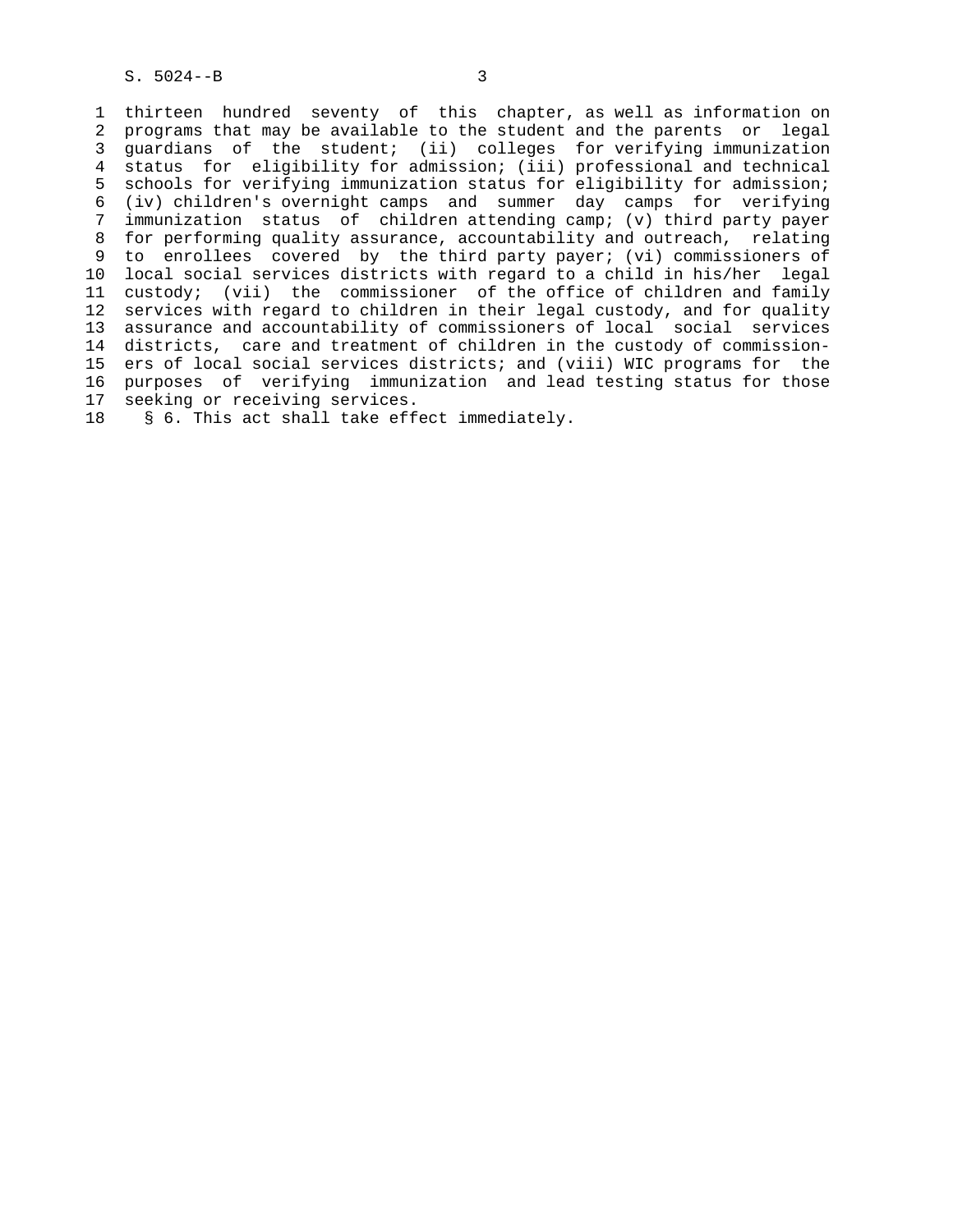thirteen hundred seventy of this chapter, as well as information on programs that may be available to the student and the parents or legal guardians of the student; (ii) colleges for verifying immunization status for eligibility for admission; (iii) professional and technical schools for verifying immunization status for eligibility for admission; (iv) children's overnight camps and summer day camps for verifying immunization status of children attending camp; (v) third party payer for performing quality assurance, accountability and outreach, relating to enrollees covered by the third party payer; (vi) commissioners of local social services districts with regard to a child in his/her legal custody; (vii) the commissioner of the office of children and family services with regard to children in their legal custody, and for quality assurance and accountability of commissioners of local social services districts, care and treatment of children in the custody of commissioners of local social services districts; and (viii) WIC programs for the purposes of verifying immunization and lead testing status for those seeking or receiving services.

§ 6. This act shall take effect immediately.